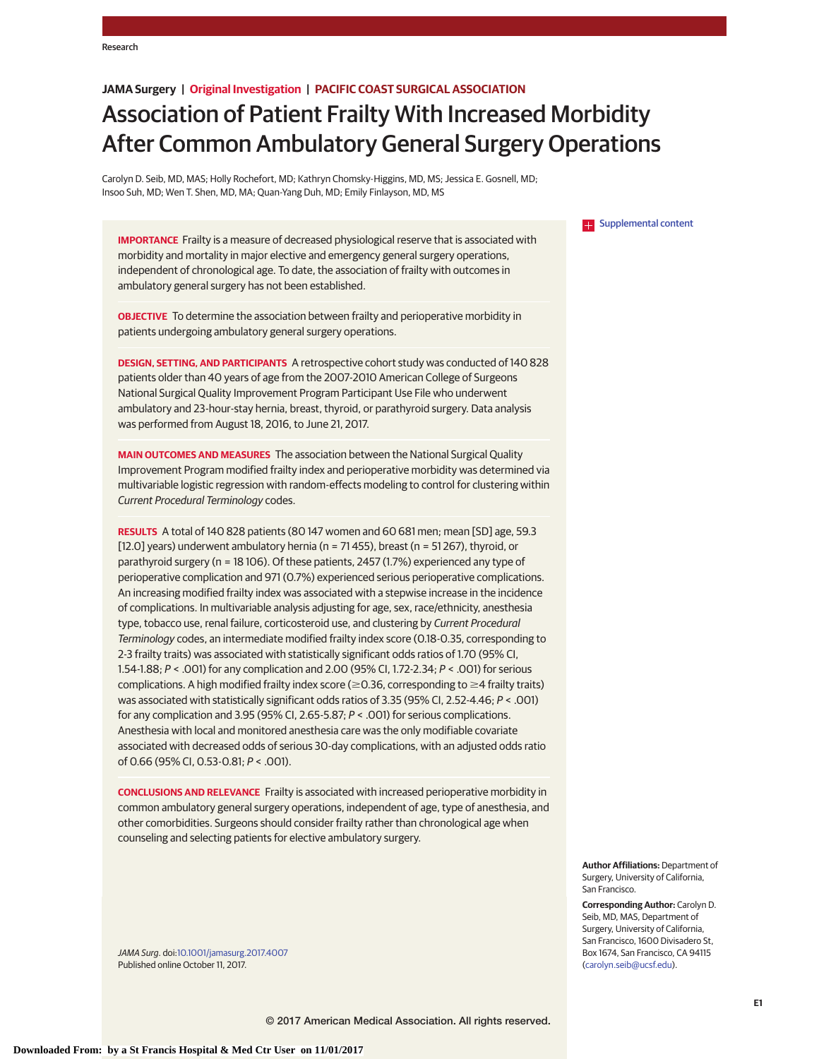JAMA Surgery | Original Investigation | PACIFIC COAST SURGICAL ASSOCIATION

# Association of Patient Frailty With Increased Morbidity After Common Ambulatory General Surgery Operations

Carolyn D. Seib, MD, MAS; Holly Rochefort, MD; Kathryn Chomsky-Higgins, MD, MS; Jessica E. Gosnell, MD; Insoo Suh, MD; Wen T. Shen, MD, MA; Quan-Yang Duh, MD; Emily Finlayson, MD, MS

Supplemental content

**IMPORTANCE** Frailty is a measure of decreased physiological reserve that is associated with morbidity and mortality in major elective and emergency general surgery operations, independent of chronological age. To date, the association of frailty with outcomes in ambulatory general surgery has not been established.

**OBJECTIVE** To determine the association between frailty and perioperative morbidity in patients undergoing ambulatory general surgery operations.

**DESIGN, SETTING, AND PARTICIPANTS** A retrospective cohort study was conducted of 140 828 patients older than 40 years of age from the 2007-2010 American College of Surgeons National Surgical Quality Improvement Program Participant Use File who underwent ambulatory and 23-hour-stay hernia, breast, thyroid, or parathyroid surgery. Data analysis was performed from August 18, 2016, to June 21, 2017.

**MAIN OUTCOMES AND MEASURES** The association between the National Surgical Quality Improvement Program modified frailty index and perioperative morbidity was determined via multivariable logistic regression with random-effects modeling to control for clustering within *Current Procedural Terminology* codes.

**RESULTS** A total of 140 828 patients (80 147 women and 60 681 men; mean [SD] age, 59.3 [12.0] years) underwent ambulatory hernia (n = 71 455), breast (n = 51 267), thyroid, or parathyroid surgery (n = 18 106). Of these patients, 2457 (1.7%) experienced any type of perioperative complication and 971 (0.7%) experienced serious perioperative complications. An increasing modified frailty index was associated with a stepwise increase in the incidence of complications. In multivariable analysis adjusting for age, sex, race/ethnicity, anesthesia type, tobacco use, renal failure, corticosteroid use, and clustering by *Current Procedural Terminology* codes, an intermediate modified frailty index score (0.18-0.35, corresponding to 2-3 frailty traits) was associated with statistically significant odds ratios of 1.70 (95% CI, 1.54-1.88; $P < .001$) for any complication and 2.00 (95% CI, 1.72-2.34; $P < .001$) for serious complications. A high modified frailty index score (≥0.36, corresponding to ≥4 frailty traits) was associated with statistically significant odds ratios of 3.35 (95% CI, 2.52-4.46; $P < .001$) for any complication and 3.95 (95% CI, 2.65-5.87; $P < .001$) for serious complications. Anesthesia with local and monitored anesthesia care was the only modifiable covariate associated with decreased odds of serious 30-day complications, with an adjusted odds ratio of 0.66 (95% CI, 0.53-0.81; $P < .001$).

**CONCLUSIONS AND RELEVANCE** Frailty is associated with increased perioperative morbidity in common ambulatory general surgery operations, independent of age, type of anesthesia, and other comorbidities. Surgeons should consider frailty rather than chronological age when counseling and selecting patients for elective ambulatory surgery.

*JAMA Surg*. doi:10.1001/jamasurg.2017.4007
Published online October 11, 2017.

**Author Affiliations:** Department of Surgery, University of California, San Francisco.

**Corresponding Author:** Carolyn D. Seib, MD, MAS, Department of Surgery, University of California, San Francisco, 1600 Divisadero St, Box 1674, San Francisco, CA 94115 (carolyn.seib@ucsf.edu).

© 2017 American Medical Association. All rights reserved.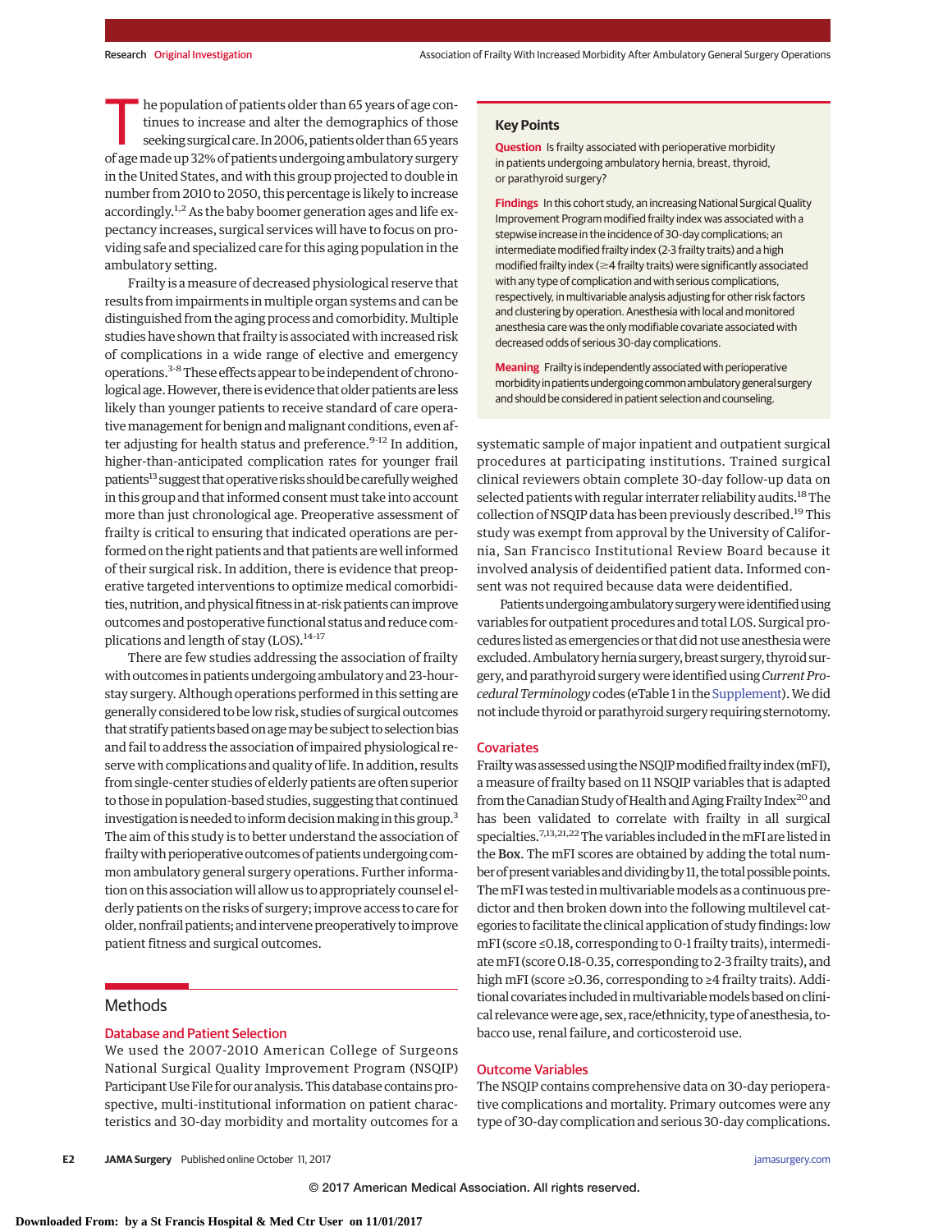The population of patients older than 65 years of age continues to increase and alter the demographics of those seeking surgical care. In 2006, patients older than 65 years of age made up 32% of patients undergoing ambulatory surgery in the United States, and with this group projected to double in number from 2010 to 2050, this percentage is likely to increase accordingly.[1,2] As the baby boomer generation ages and life expectancy increases, surgical services will have to focus on providing safe and specialized care for this aging population in the ambulatory setting.

Frailty is a measure of decreased physiological reserve that results from impairments in multiple organ systems and can be distinguished from the aging process and comorbidity. Multiple studies have shown that frailty is associated with increased risk of complications in a wide range of elective and emergency operations.[3-8] These effects appear to be independent of chronological age. However, there is evidence that older patients are less likely than younger patients to receive standard of care operative management for benign and malignant conditions, even after adjusting for health status and preference.[9-12] In addition, higher-than-anticipated complication rates for younger frail patients[13] suggest that operative risks should be carefully weighed in this group and that informed consent must take into account more than just chronological age. Preoperative assessment of frailty is critical to ensuring that indicated operations are performed on the right patients and that patients are well informed of their surgical risk. In addition, there is evidence that preoperative targeted interventions to optimize medical comorbidities, nutrition, and physical fitness in at-risk patients can improve outcomes and postoperative functional status and reduce complications and length of stay (LOS).[14-17]

There are few studies addressing the association of frailty with outcomes in patients undergoing ambulatory and 23-hour-stay surgery. Although operations performed in this setting are generally considered to be low risk, studies of surgical outcomes that stratify patients based on age may be subject to selection bias and fail to address the association of impaired physiological reserve with complications and quality of life. In addition, results from single-center studies of elderly patients are often superior to those in population-based studies, suggesting that continued investigation is needed to inform decision making in this group.[3] The aim of this study is to better understand the association of frailty with perioperative outcomes of patients undergoing common ambulatory general surgery operations. Further information on this association will allow us to appropriately counsel elderly patients on the risks of surgery; improve access to care for older, nonfrail patients; and intervene preoperatively to improve patient fitness and surgical outcomes.

> **Key Points**
>
> **Question** Is frailty associated with perioperative morbidity in patients undergoing ambulatory hernia, breast, thyroid, or parathyroid surgery?
>
> **Findings** In this cohort study, an increasing National Surgical Quality Improvement Program modified frailty index was associated with a stepwise increase in the incidence of 30-day complications; an intermediate modified frailty index (2-3 frailty traits) and a high modified frailty index (≥4 frailty traits) were significantly associated with any type of complication and with serious complications, respectively, in multivariable analysis adjusting for other risk factors and clustering by operation. Anesthesia with local and monitored anesthesia care was the only modifiable covariate associated with decreased odds of serious 30-day complications.
>
> **Meaning** Frailty is independently associated with perioperative morbidity in patients undergoing common ambulatory general surgery and should be considered in patient selection and counseling.

## Methods

### Database and Patient Selection

We used the 2007-2010 American College of Surgeons National Surgical Quality Improvement Program (NSQIP) Participant Use File for our analysis. This database contains prospective, multi-institutional information on patient characteristics and 30-day morbidity and mortality outcomes for a systematic sample of major inpatient and outpatient surgical procedures at participating institutions. Trained surgical clinical reviewers obtain complete 30-day follow-up data on selected patients with regular interrater reliability audits.[18] The collection of NSQIP data has been previously described.[19] This study was exempt from approval by the University of California, San Francisco Institutional Review Board because it involved analysis of deidentified patient data. Informed consent was not required because data were deidentified.

Patients undergoing ambulatory surgery were identified using variables for outpatient procedures and total LOS. Surgical procedures listed as emergencies or that did not use anesthesia were excluded. Ambulatory hernia surgery, breast surgery, thyroid surgery, and parathyroid surgery were identified using *Current Procedural Terminology* codes (eTable 1 in the Supplement). We did not include thyroid or parathyroid surgery requiring sternotomy.

### Covariates

Frailty was assessed using the NSQIP modified frailty index (mFI), a measure of frailty based on 11 NSQIP variables that is adapted from the Canadian Study of Health and Aging Frailty Index[20] and has been validated to correlate with frailty in all surgical specialties.[7,13,21,22] The variables included in the mFI are listed in the Box. The mFI scores are obtained by adding the total number of present variables and dividing by 11, the total possible points. The mFI was tested in multivariable models as a continuous predictor and then broken down into the following multilevel categories to facilitate the clinical application of study findings: low mFI (score ≤0.18, corresponding to 0-1 frailty traits), intermediate mFI (score 0.18-0.35, corresponding to 2-3 frailty traits), and high mFI (score ≥0.36, corresponding to ≥4 frailty traits). Additional covariates included in multivariable models based on clinical relevance were age, sex, race/ethnicity, type of anesthesia, tobacco use, renal failure, and corticosteroid use.

### Outcome Variables

The NSQIP contains comprehensive data on 30-day perioperative complications and mortality. Primary outcomes were any type of 30-day complication and serious 30-day complications.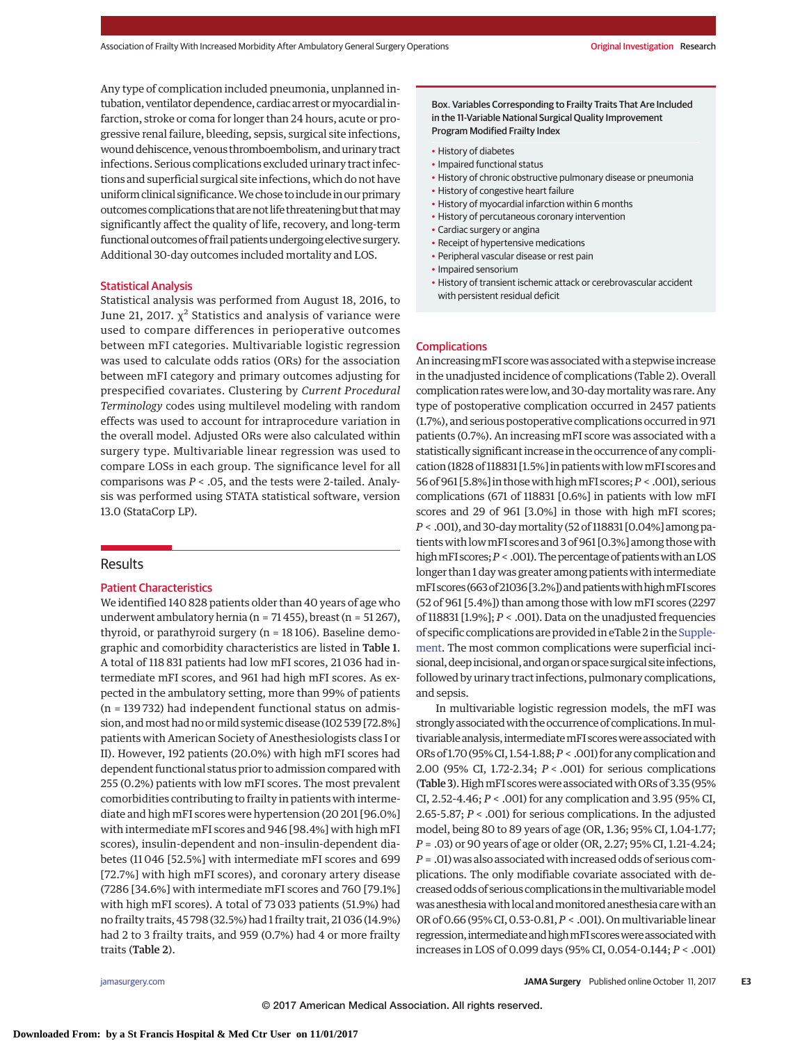Any type of complication included pneumonia, unplanned intubation, ventilator dependence, cardiac arrest or myocardial infarction, stroke or coma for longer than 24 hours, acute or progressive renal failure, bleeding, sepsis, surgical site infections, wound dehiscence, venous thromboembolism, and urinary tract infections. Serious complications excluded urinary tract infections and superficial surgical site infections, which do not have uniform clinical significance. We chose to include in our primary outcomes complications that are not life threatening but that may significantly affect the quality of life, recovery, and long-term functional outcomes of frail patients undergoing elective surgery. Additional 30-day outcomes included mortality and LOS.

### Statistical Analysis

Statistical analysis was performed from August 18, 2016, to June 21, 2017. $\chi^2$ Statistics and analysis of variance were used to compare differences in perioperative outcomes between mFI categories. Multivariable logistic regression was used to calculate odds ratios (ORs) for the association between mFI category and primary outcomes adjusting for prespecified covariates. Clustering by *Current Procedural Terminology* codes using multilevel modeling with random effects was used to account for intraprocedure variation in the overall model. Adjusted ORs were also calculated within surgery type. Multivariable linear regression was used to compare LOSs in each group. The significance level for all comparisons was $P < .05$, and the tests were 2-tailed. Analysis was performed using STATA statistical software, version 13.0 (StataCorp LP).

## Results

### Patient Characteristics

We identified 140 828 patients older than 40 years of age who underwent ambulatory hernia (n = 71 455), breast (n = 51 267), thyroid, or parathyroid surgery (n = 18 106). Baseline demographic and comorbidity characteristics are listed in **Table 1**. A total of 118 831 patients had low mFI scores, 21 036 had intermediate mFI scores, and 961 had high mFI scores. As expected in the ambulatory setting, more than 99% of patients (n = 139 732) had independent functional status on admission, and most had no or mild systemic disease (102 539 [72.8%] patients with American Society of Anesthesiologists class I or II). However, 192 patients (20.0%) with high mFI scores had dependent functional status prior to admission compared with 255 (0.2%) patients with low mFI scores. The most prevalent comorbidities contributing to frailty in patients with intermediate and high mFI scores were hypertension (20 201 [96.0%] with intermediate mFI scores and 946 [98.4%] with high mFI scores), insulin-dependent and non-insulin-dependent diabetes (11 046 [52.5%] with intermediate mFI scores and 699 [72.7%] with high mFI scores), and coronary artery disease (7286 [34.6%] with intermediate mFI scores and 760 [79.1%] with high mFI scores). A total of 73 033 patients (51.9%) had no frailty traits, 45 798 (32.5%) had 1 frailty trait, 21 036 (14.9%) had 2 to 3 frailty traits, and 959 (0.7%) had 4 or more frailty traits (**Table 2**).

**Box. Variables Corresponding to Frailty Traits That Are Included in the 11-Variable National Surgical Quality Improvement Program Modified Frailty Index**

- History of diabetes
- Impaired functional status
- History of chronic obstructive pulmonary disease or pneumonia
- History of congestive heart failure
- History of myocardial infarction within 6 months
- History of percutaneous coronary intervention
- Cardiac surgery or angina
- Receipt of hypertensive medications
- Peripheral vascular disease or rest pain
- Impaired sensorium
- History of transient ischemic attack or cerebrovascular accident with persistent residual deficit

### Complications

An increasing mFI score was associated with a stepwise increase in the unadjusted incidence of complications (Table 2). Overall complication rates were low, and 30-day mortality was rare. Any type of postoperative complication occurred in 2457 patients (1.7%), and serious postoperative complications occurred in 971 patients (0.7%). An increasing mFI score was associated with a statistically significant increase in the occurrence of any complication (1828 of 118831 [1.5%] in patients with low mFI scores and 56 of 961 [5.8%] in those with high mFI scores; $P < .001$), serious complications (671 of 118831 [0.6%] in patients with low mFI scores and 29 of 961 [3.0%] in those with high mFI scores; $P < .001$), and 30-day mortality (52 of 118831 [0.04%] among patients with low mFI scores and 3 of 961 [0.3%] among those with high mFI scores; $P < .001$). The percentage of patients with an LOS longer than 1 day was greater among patients with intermediate mFI scores (663 of 21036 [3.2%]) and patients with high mFI scores (52 of 961 [5.4%]) than among those with low mFI scores (2297 of 118831 [1.9%]; $P < .001$). Data on the unadjusted frequencies of specific complications are provided in eTable 2 in the Supplement. The most common complications were superficial incisional, deep incisional, and organ or space surgical site infections, followed by urinary tract infections, pulmonary complications, and sepsis.

In multivariable logistic regression models, the mFI was strongly associated with the occurrence of complications. In multivariable analysis, intermediate mFI scores were associated with ORs of 1.70 (95% CI, 1.54-1.88; $P < .001$) for any complication and 2.00 (95% CI, 1.72-2.34; $P < .001$) for serious complications (**Table 3**). High mFI scores were associated with ORs of 3.35 (95% CI, 2.52-4.46; $P < .001$) for any complication and 3.95 (95% CI, 2.65-5.87; $P < .001$) for serious complications. In the adjusted model, being 80 to 89 years of age (OR, 1.36; 95% CI, 1.04-1.77; $P = .03$) or 90 years of age or older (OR, 2.27; 95% CI, 1.21-4.24; $P = .01$) was also associated with increased odds of serious complications. The only modifiable covariate associated with decreased odds of serious complications in the multivariable model was anesthesia with local and monitored anesthesia care with an OR of 0.66 (95% CI, 0.53-0.81, $P < .001$). On multivariable linear regression, intermediate and high mFI scores were associated with increases in LOS of 0.099 days (95% CI, 0.054-0.144; $P < .001$)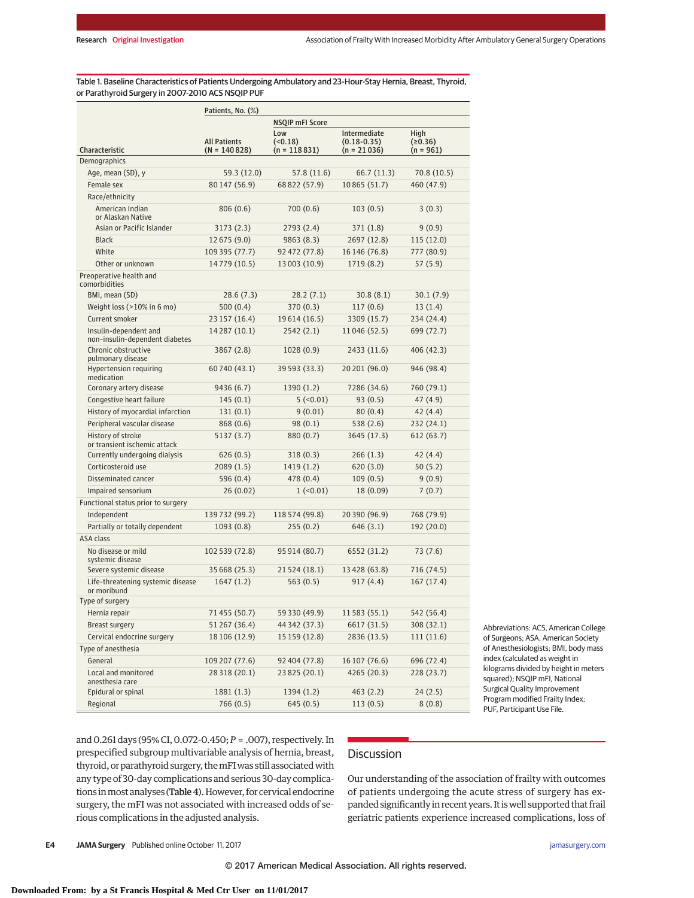Table 1. Baseline Characteristics of Patients Undergoing Ambulatory and 23-Hour-Stay Hernia, Breast, Thyroid, or Parathyroid Surgery in 2007-2010 ACS NSQIP PUF

| Characteristic | Patients, No. (%) | | | |
|---|---|---|---|---|
| | | NSQIP mFI Score | | |
| | All Patients (N = 140 828) | Low (<0.18) (n = 118 831) | Intermediate (0.18-0.35) (n = 21 036) | High (≥0.36) (n = 961) |
| **Demographics** | | | | |
| Age, mean (SD), y | 59.3 (12.0) | 57.8 (11.6) | 66.7 (11.3) | 70.8 (10.5) |
| Female sex | 80 147 (56.9) | 68 822 (57.9) | 10 865 (51.7) | 460 (47.9) |
| Race/ethnicity | | | | |
| American Indian or Alaskan Native | 806 (0.6) | 700 (0.6) | 103 (0.5) | 3 (0.3) |
| Asian or Pacific Islander | 3173 (2.3) | 2793 (2.4) | 371 (1.8) | 9 (0.9) |
| Black | 12 675 (9.0) | 9863 (8.3) | 2697 (12.8) | 115 (12.0) |
| White | 109 395 (77.7) | 92 472 (77.8) | 16 146 (76.8) | 777 (80.9) |
| Other or unknown | 14 779 (10.5) | 13 003 (10.9) | 1719 (8.2) | 57 (5.9) |
| **Preoperative health and comorbidities** | | | | |
| BMI, mean (SD) | 28.6 (7.3) | 28.2 (7.1) | 30.8 (8.1) | 30.1 (7.9) |
| Weight loss (>10% in 6 mo) | 500 (0.4) | 370 (0.3) | 117 (0.6) | 13 (1.4) |
| Current smoker | 23 157 (16.4) | 19 614 (16.5) | 3309 (15.7) | 234 (24.4) |
| Insulin-dependent and non-insulin-dependent diabetes | 14 287 (10.1) | 2542 (2.1) | 11 046 (52.5) | 699 (72.7) |
| Chronic obstructive pulmonary disease | 3867 (2.8) | 1028 (0.9) | 2433 (11.6) | 406 (42.3) |
| Hypertension requiring medication | 60 740 (43.1) | 39 593 (33.3) | 20 201 (96.0) | 946 (98.4) |
| Coronary artery disease | 9436 (6.7) | 1390 (1.2) | 7286 (34.6) | 760 (79.1) |
| Congestive heart failure | 145 (0.1) | 5 (<0.01) | 93 (0.5) | 47 (4.9) |
| History of myocardial infarction | 131 (0.1) | 9 (0.01) | 80 (0.4) | 42 (4.4) |
| Peripheral vascular disease | 868 (0.6) | 98 (0.1) | 538 (2.6) | 232 (24.1) |
| History of stroke or transient ischemic attack | 5137 (3.7) | 880 (0.7) | 3645 (17.3) | 612 (63.7) |
| Currently undergoing dialysis | 626 (0.5) | 318 (0.3) | 266 (1.3) | 42 (4.4) |
| Corticosteroid use | 2089 (1.5) | 1419 (1.2) | 620 (3.0) | 50 (5.2) |
| Disseminated cancer | 596 (0.4) | 478 (0.4) | 109 (0.5) | 9 (0.9) |
| Impaired sensorium | 26 (0.02) | 1 (<0.01) | 18 (0.09) | 7 (0.7) |
| **Functional status prior to surgery** | | | | |
| Independent | 139 732 (99.2) | 118 574 (99.8) | 20 390 (96.9) | 768 (79.9) |
| Partially or totally dependent | 1093 (0.8) | 255 (0.2) | 646 (3.1) | 192 (20.0) |
| **ASA class** | | | | |
| No disease or mild systemic disease | 102 539 (72.8) | 95 914 (80.7) | 6552 (31.2) | 73 (7.6) |
| Severe systemic disease | 35 668 (25.3) | 21 524 (18.1) | 13 428 (63.8) | 716 (74.5) |
| Life-threatening systemic disease or moribund | 1647 (1.2) | 563 (0.5) | 917 (4.4) | 167 (17.4) |
| **Type of surgery** | | | | |
| Hernia repair | 71 455 (50.7) | 59 330 (49.9) | 11 583 (55.1) | 542 (56.4) |
| Breast surgery | 51 267 (36.4) | 44 342 (37.3) | 6617 (31.5) | 308 (32.1) |
| Cervical endocrine surgery | 18 106 (12.9) | 15 159 (12.8) | 2836 (13.5) | 111 (11.6) |
| **Type of anesthesia** | | | | |
| General | 109 207 (77.6) | 92 404 (77.8) | 16 107 (76.6) | 696 (72.4) |
| Local and monitored anesthesia care | 28 318 (20.1) | 23 825 (20.1) | 4265 (20.3) | 228 (23.7) |
| Epidural or spinal | 1881 (1.3) | 1394 (1.2) | 463 (2.2) | 24 (2.5) |
| Regional | 766 (0.5) | 645 (0.5) | 113 (0.5) | 8 (0.8) |

Abbreviations: ACS, American College of Surgeons; ASA, American Society of Anesthesiologists; BMI, body mass index (calculated as weight in kilograms divided by height in meters squared); NSQIP mFI, National Surgical Quality Improvement Program modified Frailty Index; PUF, Participant Use File.

and 0.261 days (95% CI, 0.072-0.450; $P = .007$), respectively. In prespecified subgroup multivariable analysis of hernia, breast, thyroid, or parathyroid surgery, the mFI was still associated with any type of 30-day complications and serious 30-day complications in most analyses (**Table 4**). However, for cervical endocrine surgery, the mFI was not associated with increased odds of serious complications in the adjusted analysis.

## Discussion

Our understanding of the association of frailty with outcomes of patients undergoing the acute stress of surgery has expanded significantly in recent years. It is well supported that frail geriatric patients experience increased complications, loss of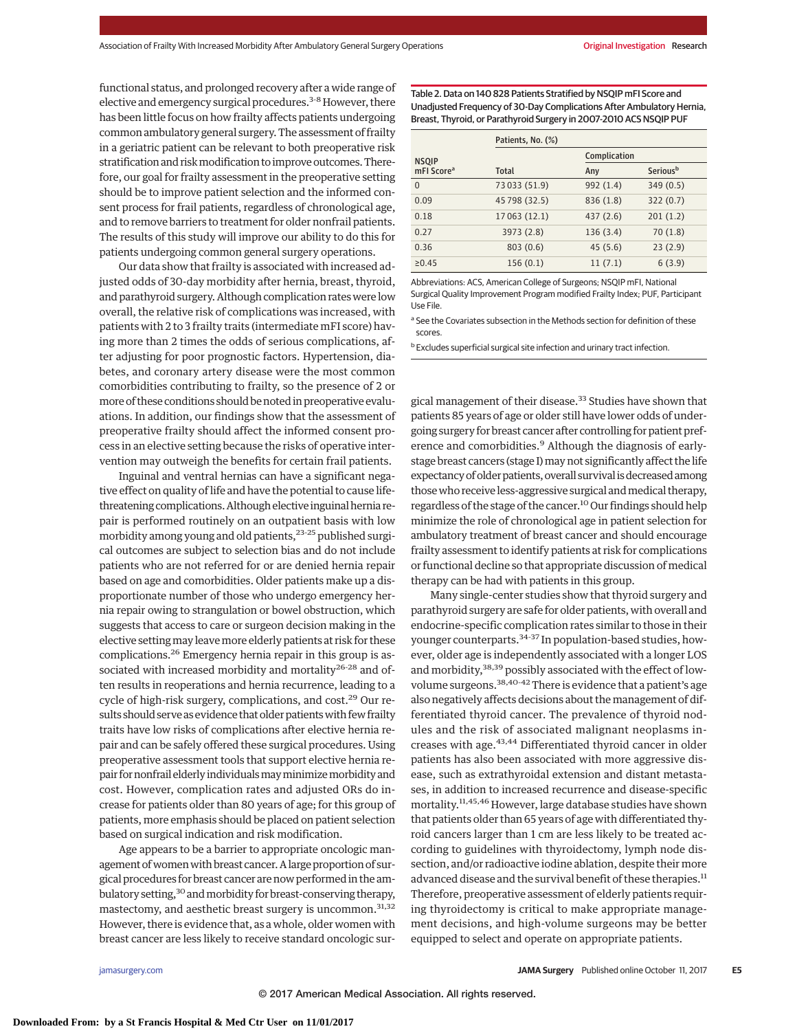functional status, and prolonged recovery after a wide range of elective and emergency surgical procedures.[3-8] However, there has been little focus on how frailty affects patients undergoing common ambulatory general surgery. The assessment of frailty in a geriatric patient can be relevant to both preoperative risk stratification and risk modification to improve outcomes. Therefore, our goal for frailty assessment in the preoperative setting should be to improve patient selection and the informed consent process for frail patients, regardless of chronological age, and to remove barriers to treatment for older nonfrail patients. The results of this study will improve our ability to do this for patients undergoing common general surgery operations.

Our data show that frailty is associated with increased adjusted odds of 30-day morbidity after hernia, breast, thyroid, and parathyroid surgery. Although complication rates were low overall, the relative risk of complications was increased, with patients with 2 to 3 frailty traits (intermediate mFI score) having more than 2 times the odds of serious complications, after adjusting for poor prognostic factors. Hypertension, diabetes, and coronary artery disease were the most common comorbidities contributing to frailty, so the presence of 2 or more of these conditions should be noted in preoperative evaluations. In addition, our findings show that the assessment of preoperative frailty should affect the informed consent process in an elective setting because the risks of operative intervention may outweigh the benefits for certain frail patients.

Inguinal and ventral hernias can have a significant negative effect on quality of life and have the potential to cause life-threatening complications. Although elective inguinal hernia repair is performed routinely on an outpatient basis with low morbidity among young and old patients,[23-25] published surgical outcomes are subject to selection bias and do not include patients who are not referred for or are denied hernia repair based on age and comorbidities. Older patients make up a disproportionate number of those who undergo emergency hernia repair owing to strangulation or bowel obstruction, which suggests that access to care or surgeon decision making in the elective setting may leave more elderly patients at risk for these complications.[26] Emergency hernia repair in this group is associated with increased morbidity and mortality[26-28] and often results in reoperations and hernia recurrence, leading to a cycle of high-risk surgery, complications, and cost.[29] Our results should serve as evidence that older patients with few frailty traits have low risks of complications after elective hernia repair and can be safely offered these surgical procedures. Using preoperative assessment tools that support elective hernia repair for nonfrail elderly individuals may minimize morbidity and cost. However, complication rates and adjusted ORs do increase for patients older than 80 years of age; for this group of patients, more emphasis should be placed on patient selection based on surgical indication and risk modification.

Age appears to be a barrier to appropriate oncologic management of women with breast cancer. A large proportion of surgical procedures for breast cancer are now performed in the ambulatory setting,[30] and morbidity for breast-conserving therapy, mastectomy, and aesthetic breast surgery is uncommon.[31,32] However, there is evidence that, as a whole, older women with breast cancer are less likely to receive standard oncologic surgical management of their disease.[33] Studies have shown that patients 85 years of age or older still have lower odds of undergoing surgery for breast cancer after controlling for patient preference and comorbidities.[9] Although the diagnosis of early-stage breast cancers (stage I) may not significantly affect the life expectancy of older patients, overall survival is decreased among those who receive less-aggressive surgical and medical therapy, regardless of the stage of the cancer.[10] Our findings should help minimize the role of chronological age in patient selection for ambulatory treatment of breast cancer and should encourage frailty assessment to identify patients at risk for complications or functional decline so that appropriate discussion of medical therapy can be had with patients in this group.

Table 2. Data on 140 828 Patients Stratified by NSQIP mFI Score and Unadjusted Frequency of 30-Day Complications After Ambulatory Hernia, Breast, Thyroid, or Parathyroid Surgery in 2007-2010 ACS NSQIP PUF

| NSQIP mFI Score[a] | Patients, No. (%) | | |
|---|---|---|---|
| | | Complication | |
| | Total | Any | Serious[b] |
| 0 | 73 033 (51.9) | 992 (1.4) | 349 (0.5) |
| 0.09 | 45 798 (32.5) | 836 (1.8) | 322 (0.7) |
| 0.18 | 17 063 (12.1) | 437 (2.6) | 201 (1.2) |
| 0.27 | 3973 (2.8) | 136 (3.4) | 70 (1.8) |
| 0.36 | 803 (0.6) | 45 (5.6) | 23 (2.9) |
| ≥0.45 | 156 (0.1) | 11 (7.1) | 6 (3.9) |

Abbreviations: ACS, American College of Surgeons; NSQIP mFI, National Surgical Quality Improvement Program modified Frailty Index; PUF, Participant Use File.

[a] See the Covariates subsection in the Methods section for definition of these scores.

[b] Excludes superficial surgical site infection and urinary tract infection.

Many single-center studies show that thyroid surgery and parathyroid surgery are safe for older patients, with overall and endocrine-specific complication rates similar to those in their younger counterparts.[34-37] In population-based studies, however, older age is independently associated with a longer LOS and morbidity,[38,39] possibly associated with the effect of low-volume surgeons.[38,40-42] There is evidence that a patient's age also negatively affects decisions about the management of differentiated thyroid cancer. The prevalence of thyroid nodules and the risk of associated malignant neoplasms increases with age.[43,44] Differentiated thyroid cancer in older patients has also been associated with more aggressive disease, such as extrathyroidal extension and distant metastases, in addition to increased recurrence and disease-specific mortality.[11,45,46] However, large database studies have shown that patients older than 65 years of age with differentiated thyroid cancers larger than 1 cm are less likely to be treated according to guidelines with thyroidectomy, lymph node dissection, and/or radioactive iodine ablation, despite their more advanced disease and the survival benefit of these therapies.[11] Therefore, preoperative assessment of elderly patients requiring thyroidectomy is critical to make appropriate management decisions, and high-volume surgeons may be better equipped to select and operate on appropriate patients.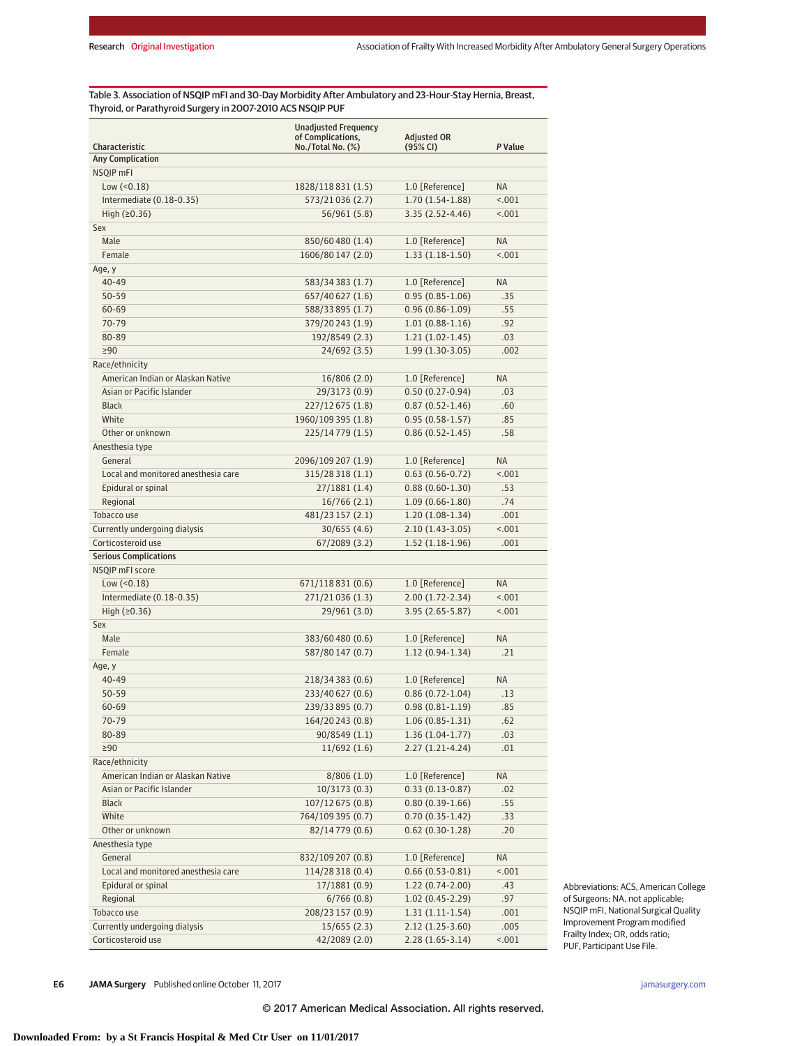Table 3. Association of NSQIP mFI and 30-Day Morbidity After Ambulatory and 23-Hour-Stay Hernia, Breast, Thyroid, or Parathyroid Surgery in 2007-2010 ACS NSQIP PUF

| Characteristic | Unadjusted Frequency of Complications, No./Total No. (%) | Adjusted OR (95% CI) | *P* Value |
|---|---|---|---|
| **Any Complication** | | | |
| NSQIP mFI | | | |
| Low (<0.18) | 1828/118 831 (1.5) | 1.0 [Reference] | NA |
| Intermediate (0.18-0.35) | 573/21 036 (2.7) | 1.70 (1.54-1.88) | <.001 |
| High (≥0.36) | 56/961 (5.8) | 3.35 (2.52-4.46) | <.001 |
| Sex | | | |
| Male | 850/60 480 (1.4) | 1.0 [Reference] | NA |
| Female | 1606/80 147 (2.0) | 1.33 (1.18-1.50) | <.001 |
| Age, y | | | |
| 40-49 | 583/34 383 (1.7) | 1.0 [Reference] | NA |
| 50-59 | 657/40 627 (1.6) | 0.95 (0.85-1.06) | .35 |
| 60-69 | 588/33 895 (1.7) | 0.96 (0.86-1.09) | .55 |
| 70-79 | 379/20 243 (1.9) | 1.01 (0.88-1.16) | .92 |
| 80-89 | 192/8549 (2.3) | 1.21 (1.02-1.45) | .03 |
| ≥90 | 24/692 (3.5) | 1.99 (1.30-3.05) | .002 |
| Race/ethnicity | | | |
| American Indian or Alaskan Native | 16/806 (2.0) | 1.0 [Reference] | NA |
| Asian or Pacific Islander | 29/3173 (0.9) | 0.50 (0.27-0.94) | .03 |
| Black | 227/12 675 (1.8) | 0.87 (0.52-1.46) | .60 |
| White | 1960/109 395 (1.8) | 0.95 (0.58-1.57) | .85 |
| Other or unknown | 225/14 779 (1.5) | 0.86 (0.52-1.45) | .58 |
| Anesthesia type | | | |
| General | 2096/109 207 (1.9) | 1.0 [Reference] | NA |
| Local and monitored anesthesia care | 315/28 318 (1.1) | 0.63 (0.56-0.72) | <.001 |
| Epidural or spinal | 27/1881 (1.4) | 0.88 (0.60-1.30) | .53 |
| Regional | 16/766 (2.1) | 1.09 (0.66-1.80) | .74 |
| Tobacco use | 481/23 157 (2.1) | 1.20 (1.08-1.34) | .001 |
| Currently undergoing dialysis | 30/655 (4.6) | 2.10 (1.43-3.05) | <.001 |
| Corticosteroid use | 67/2089 (3.2) | 1.52 (1.18-1.96) | .001 |
| **Serious Complications** | | | |
| NSQIP mFI score | | | |
| Low (<0.18) | 671/118 831 (0.6) | 1.0 [Reference] | NA |
| Intermediate (0.18-0.35) | 271/21 036 (1.3) | 2.00 (1.72-2.34) | <.001 |
| High (≥0.36) | 29/961 (3.0) | 3.95 (2.65-5.87) | <.001 |
| Sex | | | |
| Male | 383/60 480 (0.6) | 1.0 [Reference] | NA |
| Female | 587/80 147 (0.7) | 1.12 (0.94-1.34) | .21 |
| Age, y | | | |
| 40-49 | 218/34 383 (0.6) | 1.0 [Reference] | NA |
| 50-59 | 233/40 627 (0.6) | 0.86 (0.72-1.04) | .13 |
| 60-69 | 239/33 895 (0.7) | 0.98 (0.81-1.19) | .85 |
| 70-79 | 164/20 243 (0.8) | 1.06 (0.85-1.31) | .62 |
| 80-89 | 90/8549 (1.1) | 1.36 (1.04-1.77) | .03 |
| ≥90 | 11/692 (1.6) | 2.27 (1.21-4.24) | .01 |
| Race/ethnicity | | | |
| American Indian or Alaskan Native | 8/806 (1.0) | 1.0 [Reference] | NA |
| Asian or Pacific Islander | 10/3173 (0.3) | 0.33 (0.13-0.87) | .02 |
| Black | 107/12 675 (0.8) | 0.80 (0.39-1.66) | .55 |
| White | 764/109 395 (0.7) | 0.70 (0.35-1.42) | .33 |
| Other or unknown | 82/14 779 (0.6) | 0.62 (0.30-1.28) | .20 |
| Anesthesia type | | | |
| General | 832/109 207 (0.8) | 1.0 [Reference] | NA |
| Local and monitored anesthesia care | 114/28 318 (0.4) | 0.66 (0.53-0.81) | <.001 |
| Epidural or spinal | 17/1881 (0.9) | 1.22 (0.74-2.00) | .43 |
| Regional | 6/766 (0.8) | 1.02 (0.45-2.29) | .97 |
| Tobacco use | 208/23 157 (0.9) | 1.31 (1.11-1.54) | .001 |
| Currently undergoing dialysis | 15/655 (2.3) | 2.12 (1.25-3.60) | .005 |
| Corticosteroid use | 42/2089 (2.0) | 2.28 (1.65-3.14) | <.001 |

Abbreviations: ACS, American College of Surgeons; NA, not applicable; NSQIP mFI, National Surgical Quality Improvement Program modified Frailty Index; OR, odds ratio; PUF, Participant Use File.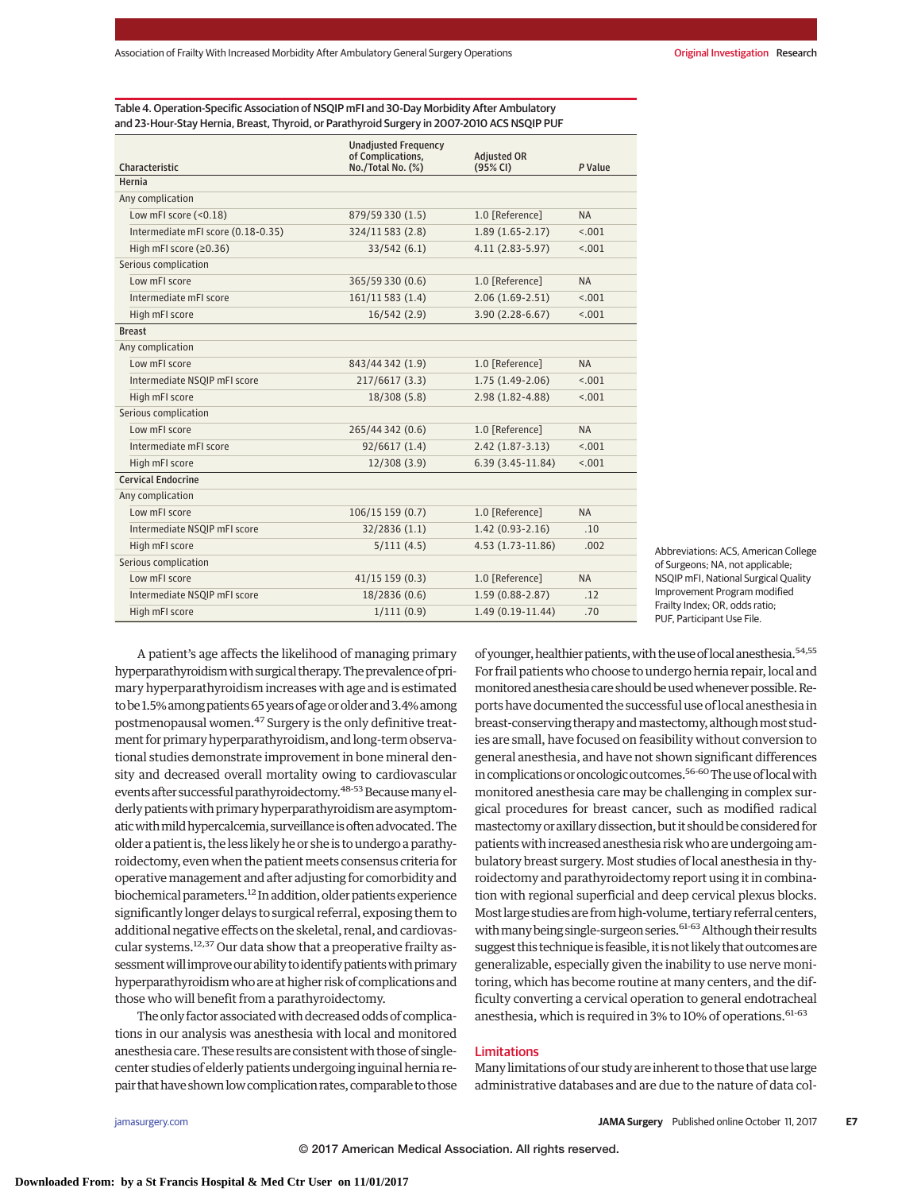Table 4. Operation-Specific Association of NSQIP mFI and 30-Day Morbidity After Ambulatory and 23-Hour-Stay Hernia, Breast, Thyroid, or Parathyroid Surgery in 2007-2010 ACS NSQIP PUF

| Characteristic | Unadjusted Frequency of Complications, No./Total No. (%) | Adjusted OR (95% CI) | P Value |
|---|---|---|---|
| **Hernia** | | | |
| Any complication | | | |
| Low mFI score (<0.18) | 879/59 330 (1.5) | 1.0 [Reference] | NA |
| Intermediate mFI score (0.18-0.35) | 324/11 583 (2.8) | 1.89 (1.65-2.17) | <.001 |
| High mFI score (≥0.36) | 33/542 (6.1) | 4.11 (2.83-5.97) | <.001 |
| Serious complication | | | |
| Low mFI score | 365/59 330 (0.6) | 1.0 [Reference] | NA |
| Intermediate mFI score | 161/11 583 (1.4) | 2.06 (1.69-2.51) | <.001 |
| High mFI score | 16/542 (2.9) | 3.90 (2.28-6.67) | <.001 |
| **Breast** | | | |
| Any complication | | | |
| Low mFI score | 843/44 342 (1.9) | 1.0 [Reference] | NA |
| Intermediate NSQIP mFI score | 217/6617 (3.3) | 1.75 (1.49-2.06) | <.001 |
| High mFI score | 18/308 (5.8) | 2.98 (1.82-4.88) | <.001 |
| Serious complication | | | |
| Low mFI score | 265/44 342 (0.6) | 1.0 [Reference] | NA |
| Intermediate mFI score | 92/6617 (1.4) | 2.42 (1.87-3.13) | <.001 |
| High mFI score | 12/308 (3.9) | 6.39 (3.45-11.84) | <.001 |
| **Cervical Endocrine** | | | |
| Any complication | | | |
| Low mFI score | 106/15 159 (0.7) | 1.0 [Reference] | NA |
| Intermediate NSQIP mFI score | 32/2836 (1.1) | 1.42 (0.93-2.16) | .10 |
| High mFI score | 5/111 (4.5) | 4.53 (1.73-11.86) | .002 |
| Serious complication | | | |
| Low mFI score | 41/15 159 (0.3) | 1.0 [Reference] | NA |
| Intermediate NSQIP mFI score | 18/2836 (0.6) | 1.59 (0.88-2.87) | .12 |
| High mFI score | 1/111 (0.9) | 1.49 (0.19-11.44) | .70 |

Abbreviations: ACS, American College of Surgeons; NA, not applicable; NSQIP mFI, National Surgical Quality Improvement Program modified Frailty Index; OR, odds ratio; PUF, Participant Use File.

A patient's age affects the likelihood of managing primary hyperparathyroidism with surgical therapy. The prevalence of primary hyperparathyroidism increases with age and is estimated to be 1.5% among patients 65 years of age or older and 3.4% among postmenopausal women.[47] Surgery is the only definitive treatment for primary hyperparathyroidism, and long-term observational studies demonstrate improvement in bone mineral density and decreased overall mortality owing to cardiovascular events after successful parathyroidectomy.[48-53] Because many elderly patients with primary hyperparathyroidism are asymptomatic with mild hypercalcemia, surveillance is often advocated. The older a patient is, the less likely he or she is to undergo a parathyroidectomy, even when the patient meets consensus criteria for operative management and after adjusting for comorbidity and biochemical parameters.[12] In addition, older patients experience significantly longer delays to surgical referral, exposing them to additional negative effects on the skeletal, renal, and cardiovascular systems.[12,37] Our data show that a preoperative frailty assessment will improve our ability to identify patients with primary hyperparathyroidism who are at higher risk of complications and those who will benefit from a parathyroidectomy.

The only factor associated with decreased odds of complications in our analysis was anesthesia with local and monitored anesthesia care. These results are consistent with those of single-center studies of elderly patients undergoing inguinal hernia repair that have shown low complication rates, comparable to those of younger, healthier patients, with the use of local anesthesia.[54,55] For frail patients who choose to undergo hernia repair, local and monitored anesthesia care should be used whenever possible. Reports have documented the successful use of local anesthesia in breast-conserving therapy and mastectomy, although most studies are small, have focused on feasibility without conversion to general anesthesia, and have not shown significant differences in complications or oncologic outcomes.[56-60] The use of local with monitored anesthesia care may be challenging in complex surgical procedures for breast cancer, such as modified radical mastectomy or axillary dissection, but it should be considered for patients with increased anesthesia risk who are undergoing ambulatory breast surgery. Most studies of local anesthesia in thyroidectomy and parathyroidectomy report using it in combination with regional superficial and deep cervical plexus blocks. Most large studies are from high-volume, tertiary referral centers, with many being single-surgeon series.[61-63] Although their results suggest this technique is feasible, it is not likely that outcomes are generalizable, especially given the inability to use nerve monitoring, which has become routine at many centers, and the difficulty converting a cervical operation to general endotracheal anesthesia, which is required in 3% to 10% of operations.[61-63]

## Limitations

Many limitations of our study are inherent to those that use large administrative databases and are due to the nature of data col-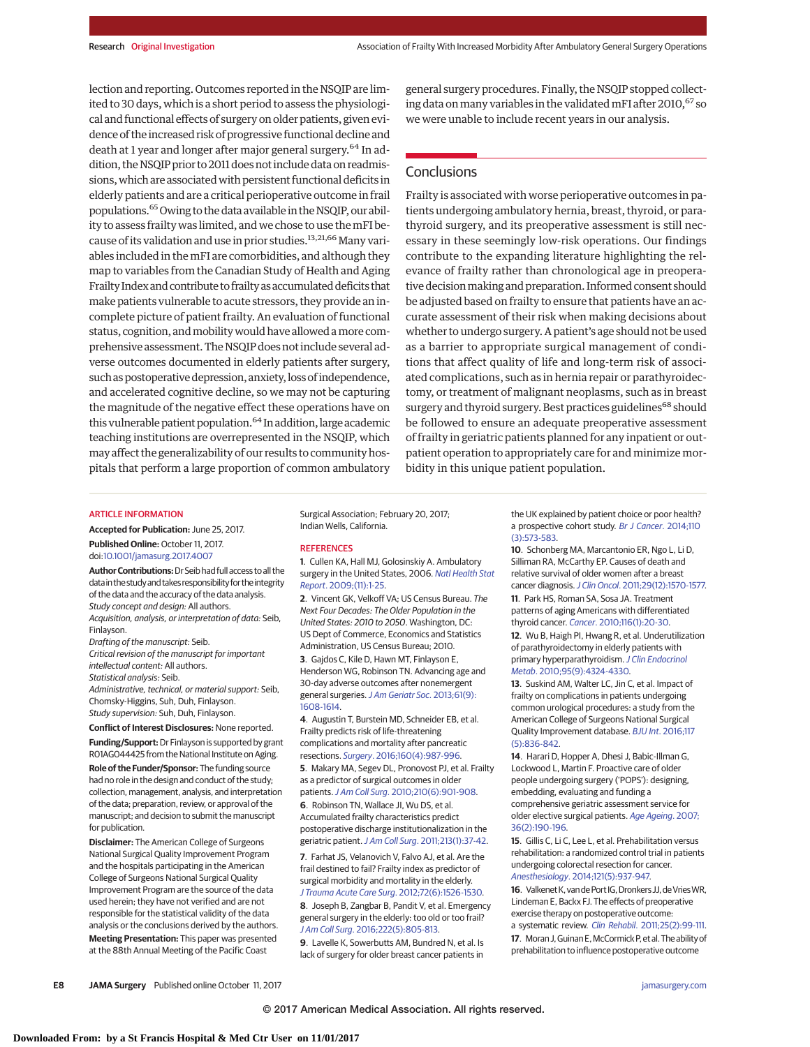lection and reporting. Outcomes reported in the NSQIP are limited to 30 days, which is a short period to assess the physiological and functional effects of surgery on older patients, given evidence of the increased risk of progressive functional decline and death at 1 year and longer after major general surgery.[64] In addition, the NSQIP prior to 2011 does not include data on readmissions, which are associated with persistent functional deficits in elderly patients and are a critical perioperative outcome in frail populations.[65] Owing to the data available in the NSQIP, our ability to assess frailty was limited, and we chose to use the mFI because of its validation and use in prior studies.[13,21,66] Many variables included in the mFI are comorbidities, and although they map to variables from the Canadian Study of Health and Aging Frailty Index and contribute to frailty as accumulated deficits that make patients vulnerable to acute stressors, they provide an incomplete picture of patient frailty. An evaluation of functional status, cognition, and mobility would have allowed a more comprehensive assessment. The NSQIP does not include several adverse outcomes documented in elderly patients after surgery, such as postoperative depression, anxiety, loss of independence, and accelerated cognitive decline, so we may not be capturing the magnitude of the negative effect these operations have on this vulnerable patient population.[64] In addition, large academic teaching institutions are overrepresented in the NSQIP, which may affect the generalizability of our results to community hospitals that perform a large proportion of common ambulatory general surgery procedures. Finally, the NSQIP stopped collecting data on many variables in the validated mFI after 2010,[67] so we were unable to include recent years in our analysis.

## Conclusions

Frailty is associated with worse perioperative outcomes in patients undergoing ambulatory hernia, breast, thyroid, or parathyroid surgery, and its preoperative assessment is still necessary in these seemingly low-risk operations. Our findings contribute to the expanding literature highlighting the relevance of frailty rather than chronological age in preoperative decision making and preparation. Informed consent should be adjusted based on frailty to ensure that patients have an accurate assessment of their risk when making decisions about whether to undergo surgery. A patient's age should not be used as a barrier to appropriate surgical management of conditions that affect quality of life and long-term risk of associated complications, such as in hernia repair or parathyroidectomy, or treatment of malignant neoplasms, such as in breast surgery and thyroid surgery. Best practices guidelines[68] should be followed to ensure an adequate preoperative assessment of frailty in geriatric patients planned for any inpatient or outpatient operation to appropriately care for and minimize morbidity in this unique patient population.

### ARTICLE INFORMATION

**Accepted for Publication:** June 25, 2017.

**Published Online:** October 11, 2017. doi:10.1001/jamasurg.2017.4007

**Author Contributions:** Dr Seib had full access to all the data in the study and takes responsibility for the integrity of the data and the accuracy of the data analysis.
*Study concept and design:* All authors.
*Acquisition, analysis, or interpretation of data:* Seib, Finlayson.
*Drafting of the manuscript:* Seib.
*Critical revision of the manuscript for important intellectual content:* All authors.
*Statistical analysis:* Seib.
*Administrative, technical, or material support:* Seib, Chomsky-Higgins, Suh, Duh, Finlayson.
*Study supervision:* Suh, Duh, Finlayson.

**Conflict of Interest Disclosures:** None reported.

**Funding/Support:** Dr Finlayson is supported by grant R01AG044425 from the National Institute on Aging.

**Role of the Funder/Sponsor:** The funding source had no role in the design and conduct of the study; collection, management, analysis, and interpretation of the data; preparation, review, or approval of the manuscript; and decision to submit the manuscript for publication.

**Disclaimer:** The American College of Surgeons National Surgical Quality Improvement Program and the hospitals participating in the American College of Surgeons National Surgical Quality Improvement Program are the source of the data used herein; they have not verified and are not responsible for the statistical validity of the data analysis or the conclusions derived by the authors.

**Meeting Presentation:** This paper was presented at the 88th Annual Meeting of the Pacific Coast Surgical Association; February 20, 2017; Indian Wells, California.

### REFERENCES

1. Cullen KA, Hall MJ, Golosinskiy A. Ambulatory surgery in the United States, 2006. *Natl Health Stat Report*. 2009;(11):1-25.

2. Vincent GK, Velkoff VA; US Census Bureau. *The Next Four Decades: The Older Population in the United States: 2010 to 2050*. Washington, DC: US Dept of Commerce, Economics and Statistics Administration, US Census Bureau; 2010.

3. Gajdos C, Kile D, Hawn MT, Finlayson E, Henderson WG, Robinson TN. Advancing age and 30-day adverse outcomes after nonemergent general surgeries. *J Am Geriatr Soc*. 2013;61(9):1608-1614.

4. Augustin T, Burstein MD, Schneider EB, et al. Frailty predicts risk of life-threatening complications and mortality after pancreatic resections. *Surgery*. 2016;160(4):987-996.

5. Makary MA, Segev DL, Pronovost PJ, et al. Frailty as a predictor of surgical outcomes in older patients. *J Am Coll Surg*. 2010;210(6):901-908.

6. Robinson TN, Wallace JI, Wu DS, et al. Accumulated frailty characteristics predict postoperative discharge institutionalization in the geriatric patient. *J Am Coll Surg*. 2011;213(1):37-42.

7. Farhat JS, Velanovich V, Falvo AJ, et al. Are the frail destined to fail? Frailty index as predictor of surgical morbidity and mortality in the elderly. *J Trauma Acute Care Surg*. 2012;72(6):1526-1530.

8. Joseph B, Zangbar B, Pandit V, et al. Emergency general surgery in the elderly: too old or too frail? *J Am Coll Surg*. 2016;222(5):805-813.

9. Lavelle K, Sowerbutts AM, Bundred N, et al. Is lack of surgery for older breast cancer patients in the UK explained by patient choice or poor health? a prospective cohort study. *Br J Cancer*. 2014;110(3):573-583.

10. Schonberg MA, Marcantonio ER, Ngo L, Li D, Silliman RA, McCarthy EP. Causes of death and relative survival of older women after a breast cancer diagnosis. *J Clin Oncol*. 2011;29(12):1570-1577.

11. Park HS, Roman SA, Sosa JA. Treatment patterns of aging Americans with differentiated thyroid cancer. *Cancer*. 2010;116(1):20-30.

12. Wu B, Haigh PI, Hwang R, et al. Underutilization of parathyroidectomy in elderly patients with primary hyperparathyroidism. *J Clin Endocrinol Metab*. 2010;95(9):4324-4330.

13. Suskind AM, Walter LC, Jin C, et al. Impact of frailty on complications in patients undergoing common urological procedures: a study from the American College of Surgeons National Surgical Quality Improvement database. *BJU Int*. 2016;117(5):836-842.

14. Harari D, Hopper A, Dhesi J, Babic-Illman G, Lockwood L, Martin F. Proactive care of older people undergoing surgery ('POPS'): designing, embedding, evaluating and funding a comprehensive geriatric assessment service for older elective surgical patients. *Age Ageing*. 2007;36(2):190-196.

15. Gillis C, Li C, Lee L, et al. Prehabilitation versus rehabilitation: a randomized control trial in patients undergoing colorectal resection for cancer. *Anesthesiology*. 2014;121(5):937-947.

16. Valkenet K, van de Port IG, Dronkers JJ, de Vries WR, Lindeman E, Backx FJ. The effects of preoperative exercise therapy on postoperative outcome: a systematic review. *Clin Rehabil*. 2011;25(2):99-111.

17. Moran J, Guinan E, McCormick P, et al. The ability of prehabilitation to influence postoperative outcome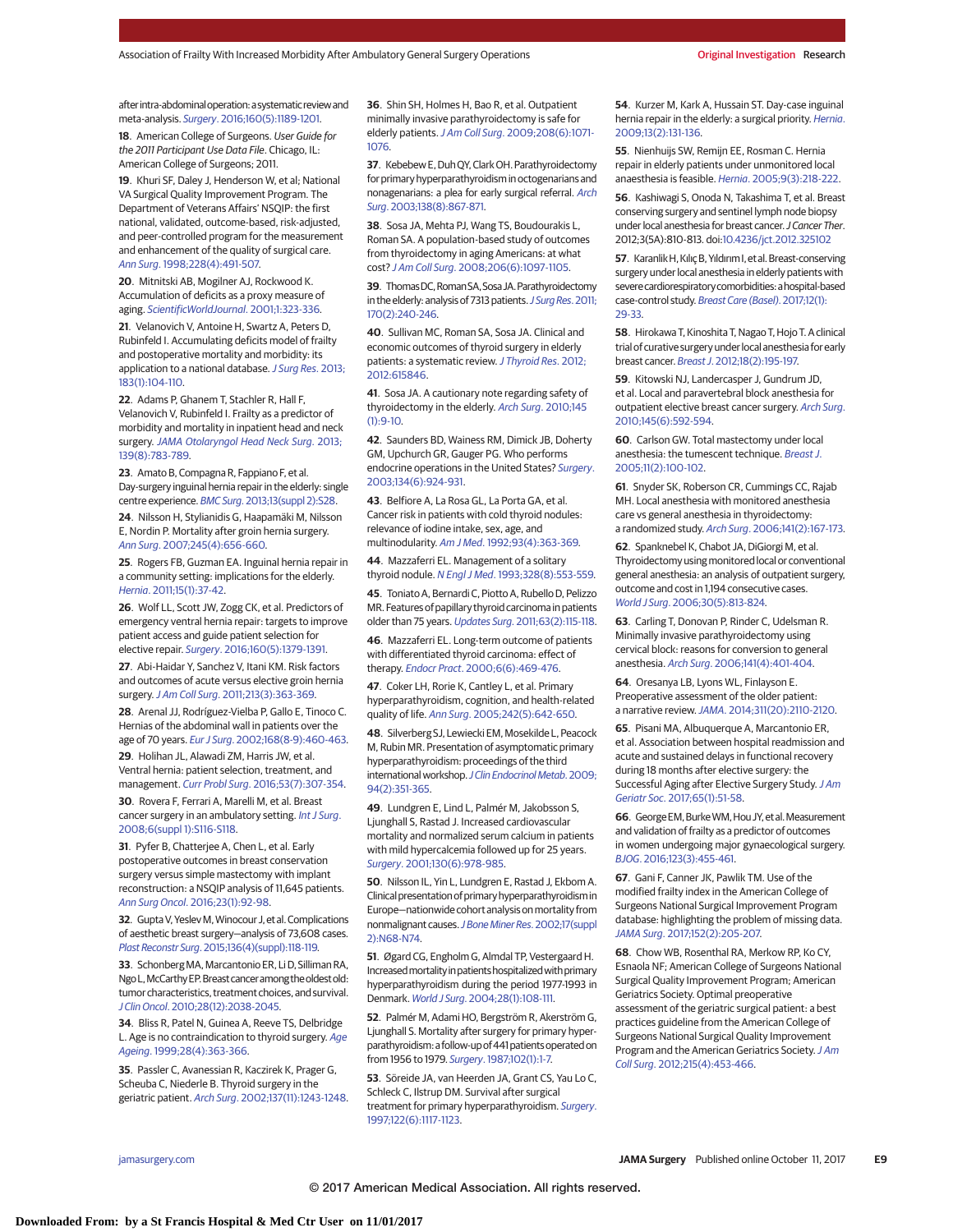after intra-abdominal operation: a systematic review and meta-analysis. *Surgery*. 2016;160(5):1189-1201.

18. American College of Surgeons. *User Guide for the 2011 Participant Use Data File*. Chicago, IL: American College of Surgeons; 2011.

19. Khuri SF, Daley J, Henderson W, et al; National VA Surgical Quality Improvement Program. The Department of Veterans Affairs' NSQIP: the first national, validated, outcome-based, risk-adjusted, and peer-controlled program for the measurement and enhancement of the quality of surgical care. *Ann Surg*. 1998;228(4):491-507.

20. Mitnitski AB, Mogilner AJ, Rockwood K. Accumulation of deficits as a proxy measure of aging. *ScientificWorldJournal*. 2001;1:323-336.

21. Velanovich V, Antoine H, Swartz A, Peters D, Rubinfeld I. Accumulating deficits model of frailty and postoperative mortality and morbidity: its application to a national database. *J Surg Res*. 2013;183(1):104-110.

22. Adams P, Ghanem T, Stachler R, Hall F, Velanovich V, Rubinfeld I. Frailty as a predictor of morbidity and mortality in inpatient head and neck surgery. *JAMA Otolaryngol Head Neck Surg*. 2013;139(8):783-789.

23. Amato B, Compagna R, Fappiano F, et al. Day-surgery inguinal hernia repair in the elderly: single centre experience. *BMC Surg*. 2013;13(suppl 2):S28.

24. Nilsson H, Stylianidis G, Haapamäki M, Nilsson E, Nordin P. Mortality after groin hernia surgery. *Ann Surg*. 2007;245(4):656-660.

25. Rogers FB, Guzman EA. Inguinal hernia repair in a community setting: implications for the elderly. *Hernia*. 2011;15(1):37-42.

26. Wolf LL, Scott JW, Zogg CK, et al. Predictors of emergency ventral hernia repair: targets to improve patient access and guide patient selection for elective repair. *Surgery*. 2016;160(5):1379-1391.

27. Abi-Haidar Y, Sanchez V, Itani KM. Risk factors and outcomes of acute versus elective groin hernia surgery. *J Am Coll Surg*. 2011;213(3):363-369.

28. Arenal JJ, Rodríguez-Vielba P, Gallo E, Tinoco C. Hernias of the abdominal wall in patients over the age of 70 years. *Eur J Surg*. 2002;168(8-9):460-463.

29. Holihan JL, Alawadi ZM, Harris JW, et al. Ventral hernia: patient selection, treatment, and management. *Curr Probl Surg*. 2016;53(7):307-354.

30. Rovera F, Ferrari A, Marelli M, et al. Breast cancer surgery in an ambulatory setting. *Int J Surg*. 2008;6(suppl 1):S116-S118.

31. Pyfer B, Chatterjee A, Chen L, et al. Early postoperative outcomes in breast conservation surgery versus simple mastectomy with implant reconstruction: a NSQIP analysis of 11,645 patients. *Ann Surg Oncol*. 2016;23(1):92-98.

32. Gupta V, Yeslev M, Winocour J, et al. Complications of aesthetic breast surgery—analysis of 73,608 cases. *Plast Reconstr Surg*. 2015;136(4)(suppl):118-119.

33. Schonberg MA, Marcantonio ER, Li D, Silliman RA, Ngo L, McCarthy EP. Breast cancer among the oldest old: tumor characteristics, treatment choices, and survival. *J Clin Oncol*. 2010;28(12):2038-2045.

34. Bliss R, Patel N, Guinea A, Reeve TS, Delbridge L. Age is no contraindication to thyroid surgery. *Age Ageing*. 1999;28(4):363-366.

35. Passler C, Avanessian R, Kaczirek K, Prager G, Scheuba C, Niederle B. Thyroid surgery in the geriatric patient. *Arch Surg*. 2002;137(11):1243-1248.

36. Shin SH, Holmes H, Bao R, et al. Outpatient minimally invasive parathyroidectomy is safe for elderly patients. *J Am Coll Surg*. 2009;208(6):1071-1076.

37. Kebebew E, Duh QY, Clark OH. Parathyroidectomy for primary hyperparathyroidism in octogenarians and nonagenarians: a plea for early surgical referral. *Arch Surg*. 2003;138(8):867-871.

38. Sosa JA, Mehta PJ, Wang TS, Boudourakis L, Roman SA. A population-based study of outcomes from thyroidectomy in aging Americans: at what cost? *J Am Coll Surg*. 2008;206(6):1097-1105.

39. Thomas DC, Roman SA, Sosa JA. Parathyroidectomy in the elderly: analysis of 7313 patients. *J Surg Res*. 2011;170(2):240-246.

40. Sullivan MC, Roman SA, Sosa JA. Clinical and economic outcomes of thyroid surgery in elderly patients: a systematic review. *J Thyroid Res*. 2012;2012:615846.

41. Sosa JA. A cautionary note regarding safety of thyroidectomy in the elderly. *Arch Surg*. 2010;145(1):9-10.

42. Saunders BD, Wainess RM, Dimick JB, Doherty GM, Upchurch GR, Gauger PG. Who performs endocrine operations in the United States? *Surgery*. 2003;134(6):924-931.

43. Belfiore A, La Rosa GL, La Porta GA, et al. Cancer risk in patients with cold thyroid nodules: relevance of iodine intake, sex, age, and multinodularity. *Am J Med*. 1992;93(4):363-369.

44. Mazzaferri EL. Management of a solitary thyroid nodule. *N Engl J Med*. 1993;328(8):553-559.

45. Toniato A, Bernardi C, Piotto A, Rubello D, Pelizzo MR. Features of papillary thyroid carcinoma in patients older than 75 years. *Updates Surg*. 2011;63(2):115-118.

46. Mazzaferri EL. Long-term outcome of patients with differentiated thyroid carcinoma: effect of therapy. *Endocr Pract*. 2000;6(6):469-476.

47. Coker LH, Rorie K, Cantley L, et al. Primary hyperparathyroidism, cognition, and health-related quality of life. *Ann Surg*. 2005;242(5):642-650.

48. Silverberg SJ, Lewiecki EM, Mosekilde L, Peacock M, Rubin MR. Presentation of asymptomatic primary hyperparathyroidism: proceedings of the third international workshop. *J Clin Endocrinol Metab*. 2009;94(2):351-365.

49. Lundgren E, Lind L, Palmér M, Jakobsson S, Ljunghall S, Rastad J. Increased cardiovascular mortality and normalized serum calcium in patients with mild hypercalcemia followed up for 25 years. *Surgery*. 2001;130(6):978-985.

50. Nilsson IL, Yin L, Lundgren E, Rastad J, Ekbom A. Clinical presentation of primary hyperparathyroidism in Europe—nationwide cohort analysis on mortality from nonmalignant causes. *J Bone Miner Res*. 2002;17(suppl 2):N68-N74.

51. Øgard CG, Engholm G, Almdal TP, Vestergaard H. Increased mortality in patients hospitalized with primary hyperparathyroidism during the period 1977-1993 in Denmark. *World J Surg*. 2004;28(1):108-111.

52. Palmér M, Adami HO, Bergström R, Akerström G, Ljunghall S. Mortality after surgery for primary hyperparathyroidism: a follow-up of 441 patients operated on from 1956 to 1979. *Surgery*. 1987;102(1):1-7.

53. Söreide JA, van Heerden JA, Grant CS, Yau Lo C, Schleck C, Ilstrup DM. Survival after surgical treatment for primary hyperparathyroidism. *Surgery*. 1997;122(6):1117-1123.

54. Kurzer M, Kark A, Hussain ST. Day-case inguinal hernia repair in the elderly: a surgical priority. *Hernia*. 2009;13(2):131-136.

55. Nienhuijs SW, Remijn EE, Rosman C. Hernia repair in elderly patients under unmonitored local anaesthesia is feasible. *Hernia*. 2005;9(3):218-222.

56. Kashiwagi S, Onoda N, Takashima T, et al. Breast conserving surgery and sentinel lymph node biopsy under local anesthesia for breast cancer. *J Cancer Ther*. 2012;3(5A):810-813. doi:10.4236/jct.2012.325102

57. Karanlik H, Kılıç B, Yıldırım I, et al. Breast-conserving surgery under local anesthesia in elderly patients with severe cardiorespiratory comorbidities: a hospital-based case-control study. *Breast Care (Basel)*. 2017;12(1):29-33.

58. Hirokawa T, Kinoshita T, Nagao T, Hojo T. A clinical trial of curative surgery under local anesthesia for early breast cancer. *Breast J*. 2012;18(2):195-197.

59. Kitowski NJ, Landercasper J, Gundrum JD, et al. Local and paravertebral block anesthesia for outpatient elective breast cancer surgery. *Arch Surg*. 2010;145(6):592-594.

60. Carlson GW. Total mastectomy under local anesthesia: the tumescent technique. *Breast J*. 2005;11(2):100-102.

61. Snyder SK, Roberson CR, Cummings CC, Rajab MH. Local anesthesia with monitored anesthesia care vs general anesthesia in thyroidectomy: a randomized study. *Arch Surg*. 2006;141(2):167-173.

62. Spanknebel K, Chabot JA, DiGiorgi M, et al. Thyroidectomy using monitored local or conventional general anesthesia: an analysis of outpatient surgery, outcome and cost in 1,194 consecutive cases. *World J Surg*. 2006;30(5):813-824.

63. Carling T, Donovan P, Rinder C, Udelsman R. Minimally invasive parathyroidectomy using cervical block: reasons for conversion to general anesthesia. *Arch Surg*. 2006;141(4):401-404.

64. Oresanya LB, Lyons WL, Finlayson E. Preoperative assessment of the older patient: a narrative review. *JAMA*. 2014;311(20):2110-2120.

65. Pisani MA, Albuquerque A, Marcantonio ER, et al. Association between hospital readmission and acute and sustained delays in functional recovery during 18 months after elective surgery: the Successful Aging after Elective Surgery Study. *J Am Geriatr Soc*. 2017;65(1):51-58.

66. George EM, Burke WM, Hou JY, et al. Measurement and validation of frailty as a predictor of outcomes in women undergoing major gynaecological surgery. *BJOG*. 2016;123(3):455-461.

67. Gani F, Canner JK, Pawlik TM. Use of the modified frailty index in the American College of Surgeons National Surgical Improvement Program database: highlighting the problem of missing data. *JAMA Surg*. 2017;152(2):205-207.

68. Chow WB, Rosenthal RA, Merkow RP, Ko CY, Esnaola NF; American College of Surgeons National Surgical Quality Improvement Program; American Geriatrics Society. Optimal preoperative assessment of the geriatric surgical patient: a best practices guideline from the American College of Surgeons National Surgical Quality Improvement Program and the American Geriatrics Society. *J Am Coll Surg*. 2012;215(4):453-466.